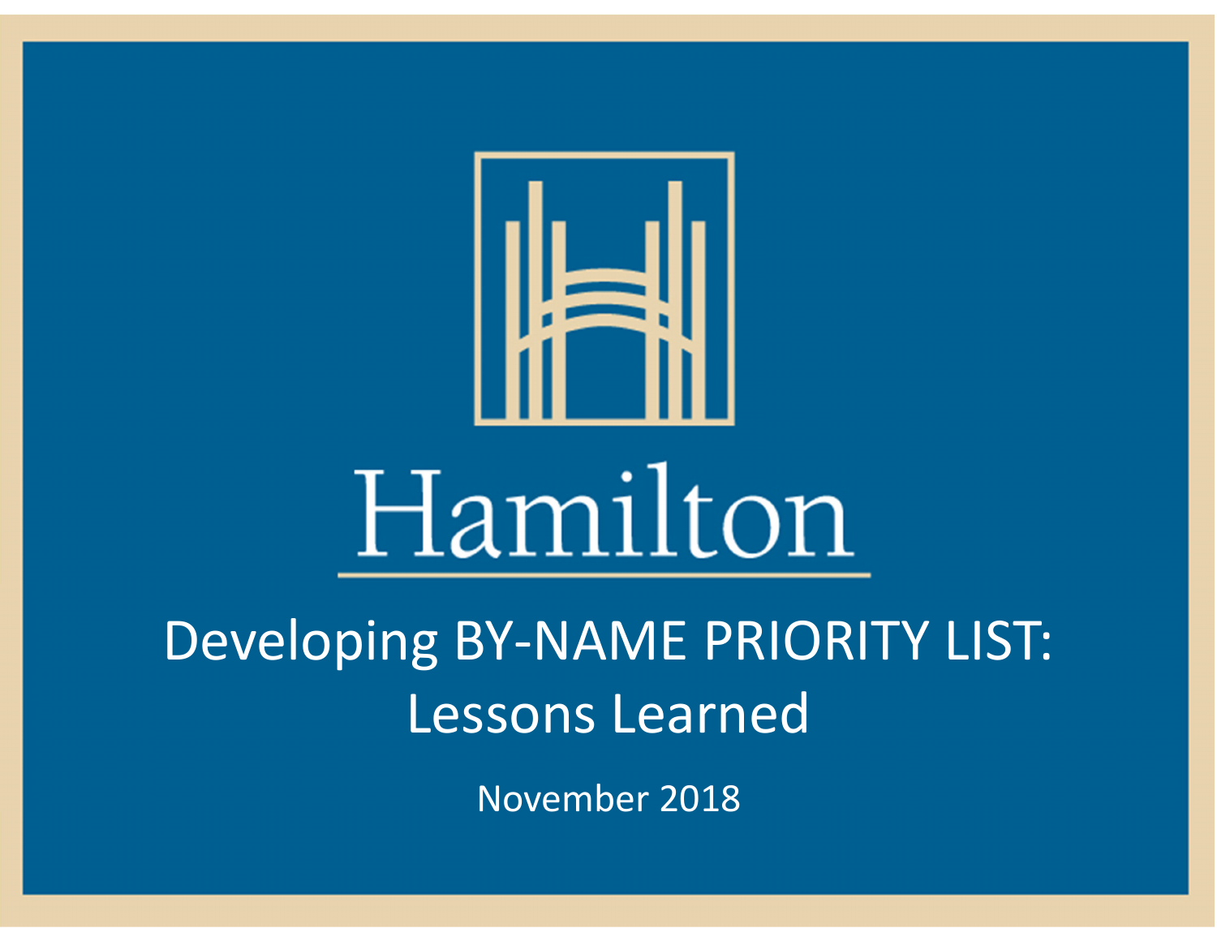Hamilton

# Developing BY-NAME PRIORITY LIST: Lessons Learned

November 2018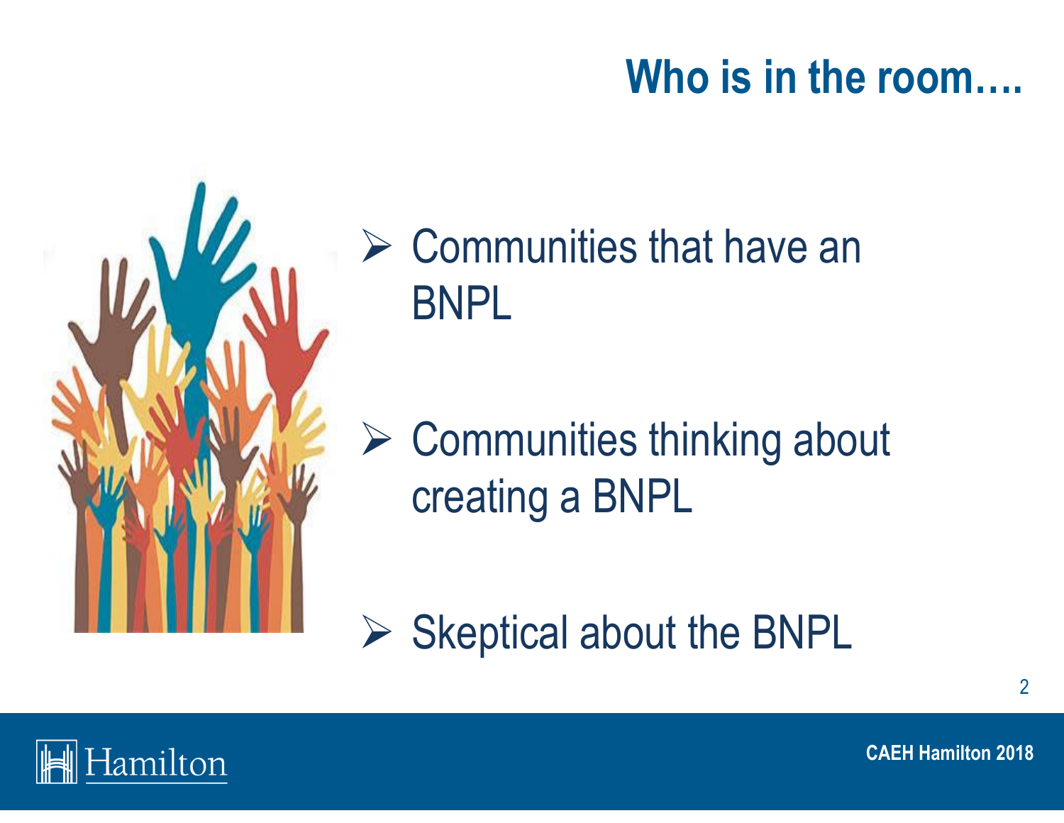# Who is in the room….

- Communities that have an BNPL
- Communities thinking about creating a BNPL
- Skeptical about the BNPL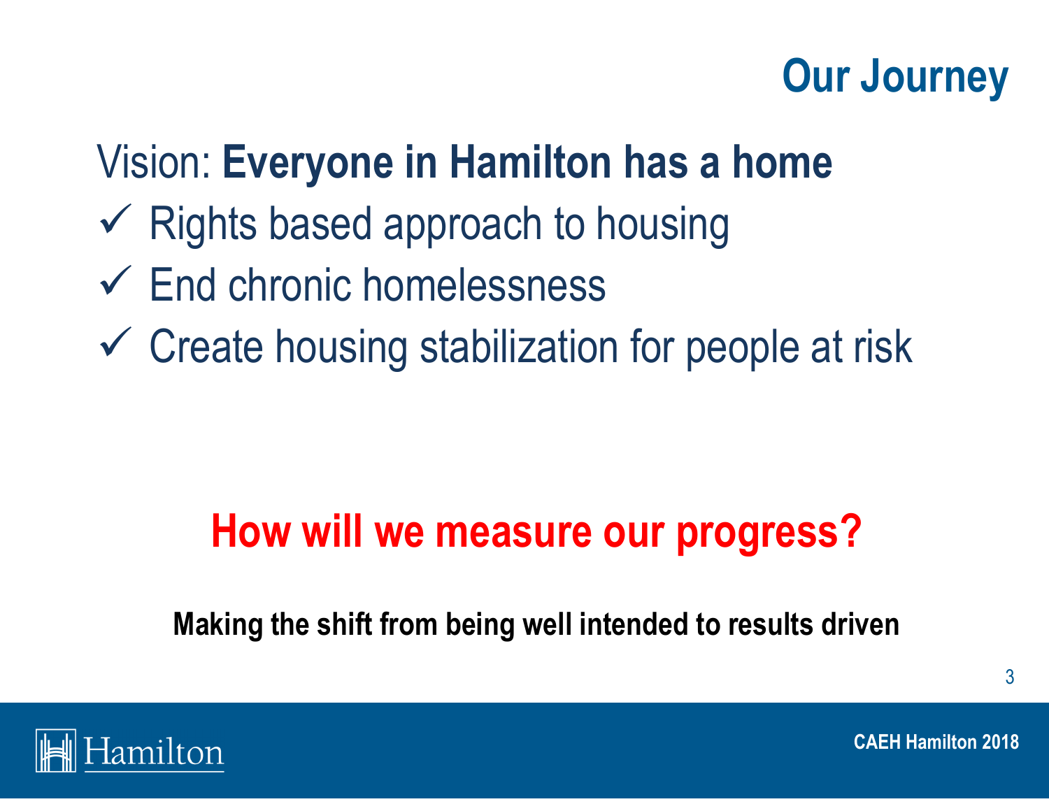# Our Journey

Vision: **Everyone in Hamilton has a home**

- ✓ Rights based approach to housing
- ✓ End chronic homelessness
- ✓ Create housing stabilization for people at risk

**How will we measure our progress?**

**Making the shift from being well intended to results driven**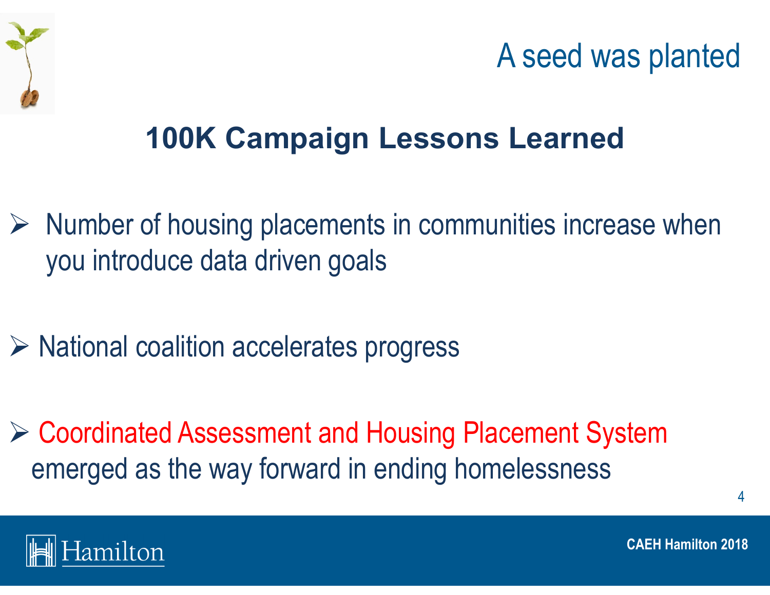# A seed was planted

## 100K Campaign Lessons Learned

- Number of housing placements in communities increase when you introduce data driven goals
- National coalition accelerates progress
- Coordinated Assessment and Housing Placement System emerged as the way forward in ending homelessness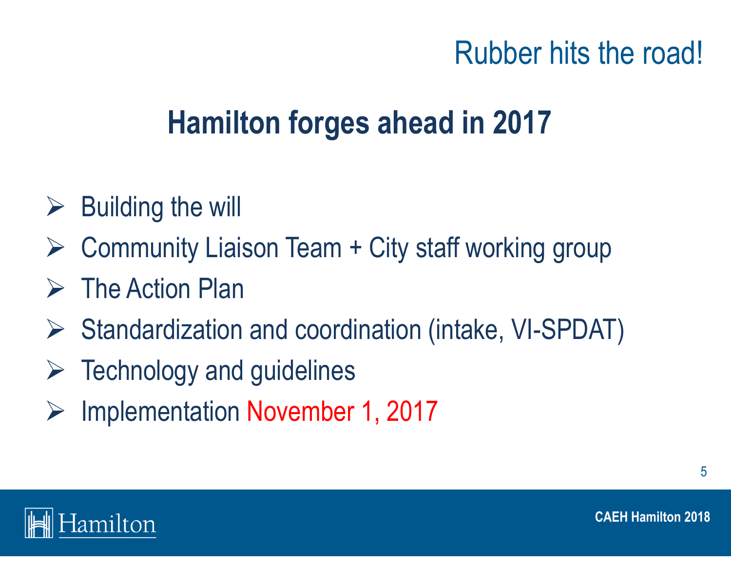## Rubber hits the road!

# Hamilton forges ahead in 2017

- Building the will
- Community Liaison Team + City staff working group
- The Action Plan
- Standardization and coordination (intake, VI-SPDAT)
- Technology and guidelines
- Implementation November 1, 2017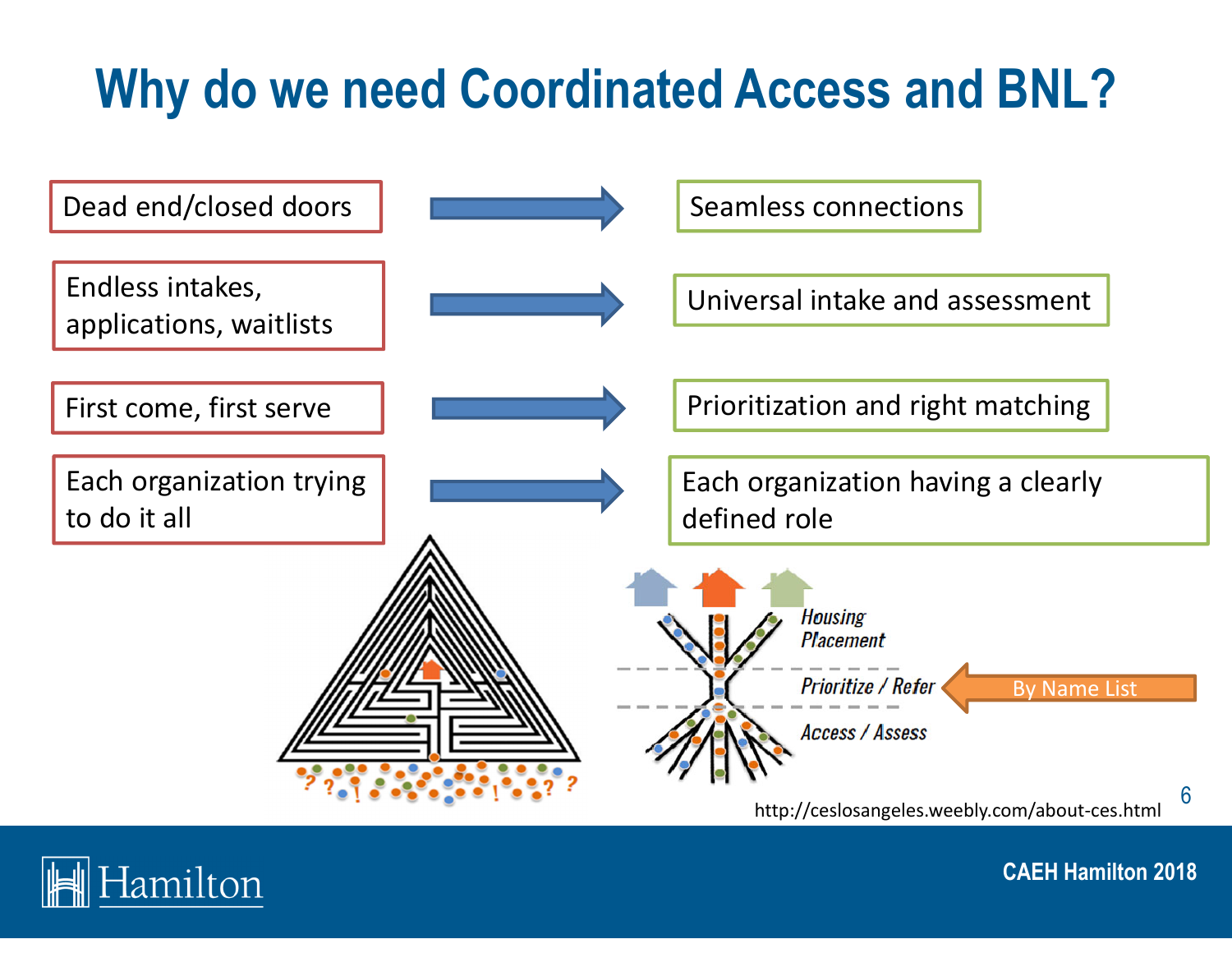# Why do we need Coordinated Access and BNL?

| From | To |
| --- | --- |
| Dead end/closed doors | Seamless connections |
| Endless intakes, applications, waitlists | Universal intake and assessment |
| First come, first serve | Prioritization and right matching |
| Each organization trying to do it all | Each organization having a clearly defined role |

Housing Placement

Prioritize / Refer ← By Name List

Access / Assess

http://ceslosangeles.weebly.com/about-ces.html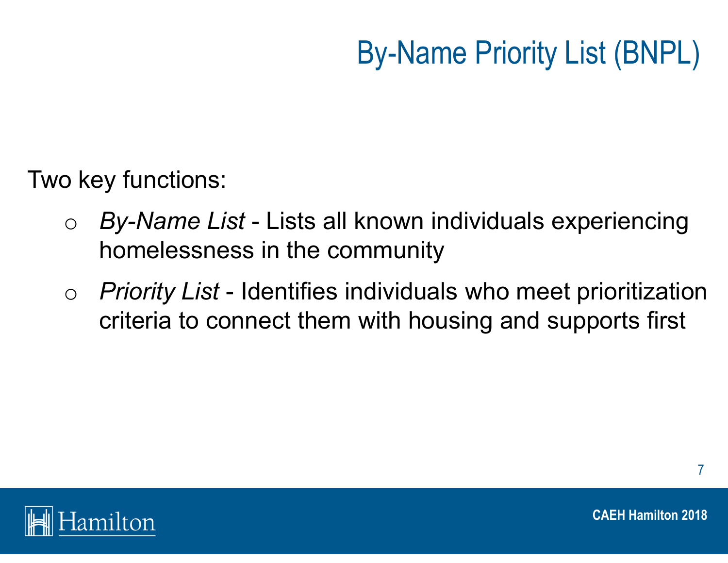# By-Name Priority List (BNPL)

Two key functions:

- *By-Name List* - Lists all known individuals experiencing homelessness in the community
- *Priority List* - Identifies individuals who meet prioritization criteria to connect them with housing and supports first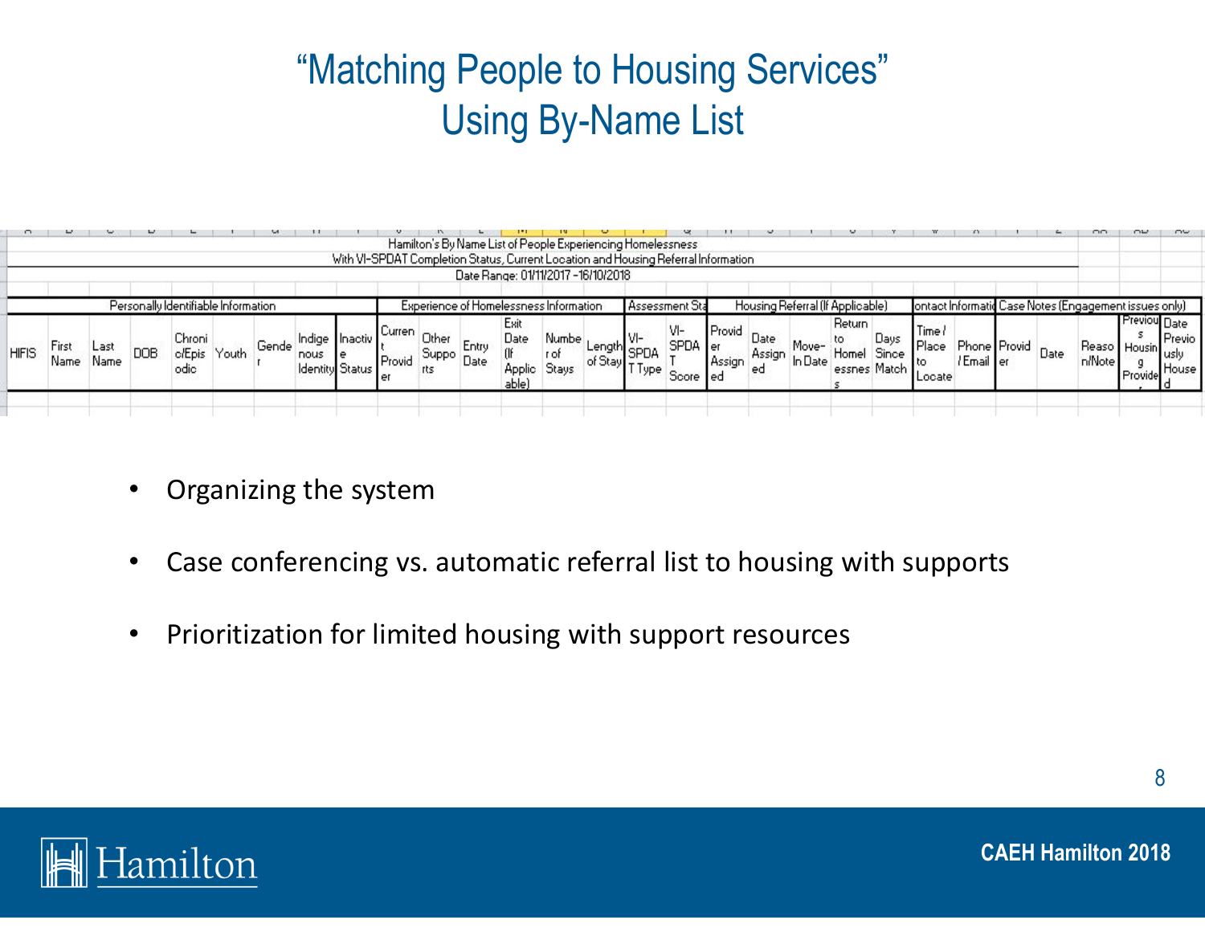# "Matching People to Housing Services" Using By-Name List

Hamilton's By Name List of People Experiencing Homelessness
With VI-SPDAT Completion Status, Current Location and Housing Referral Information
Date Range: 01/11/2017 - 16/10/2018

| Personally Identifiable Information | | | | | | | | | Experience of Homelessness Information | | | | | | Assessment Sta | | Housing Referral (If Applicable) | | | | | ontact Informatio | | Case Notes (Engagement issues only) | | | | |
|---|---|---|---|---|---|---|---|---|---|---|---|---|---|---|---|---|---|---|---|---|---|---|---|---|---|---|---|---|
| HIFIS | First Name | Last Name | DOB | Chronic/Episodic | Youth | Gender | Indigenous Identity | Inactive Status | Current Provider | Other Supports | Entry Date | Exit Date (If Applicable) | Number of Stays | Length of Stay | VI-SPDAT Type | VI-SPDAT Score | Provider Assigned | Date Assigned | Move-In Date | Return to Homelessness | Days Since Match | Time / Place to Locate | Phone / Email | Provider | Date | Reason/Note | Previous Housing Provider | Date Previously Housed |

- Organizing the system
- Case conferencing vs. automatic referral list to housing with supports
- Prioritization for limited housing with support resources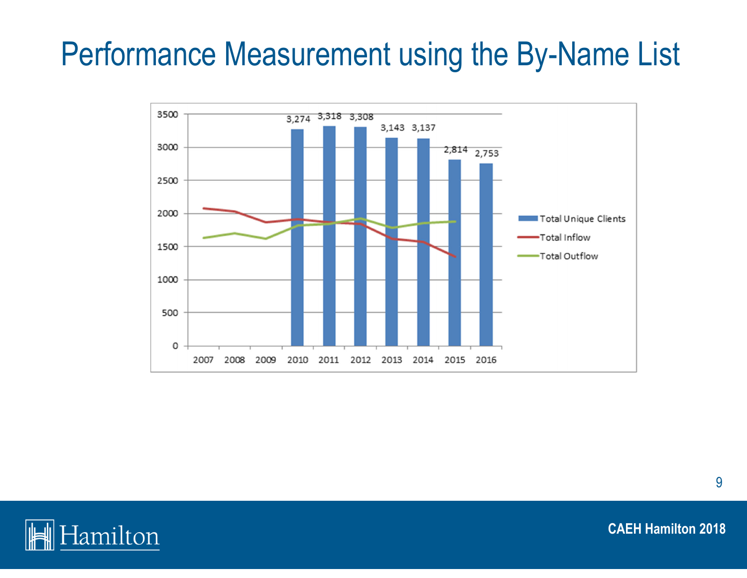# Performance Measurement using the By-Name List

| Year | Total Unique Clients |
|---|---|
| 2010 | 3,274 |
| 2011 | 3,318 |
| 2012 | 3,308 |
| 2013 | 3,143 |
| 2014 | 3,137 |
| 2015 | 2,814 |
| 2016 | 2,753 |

Legend: Total Unique Clients, Total Inflow, Total Outflow

CAEH Hamilton 2018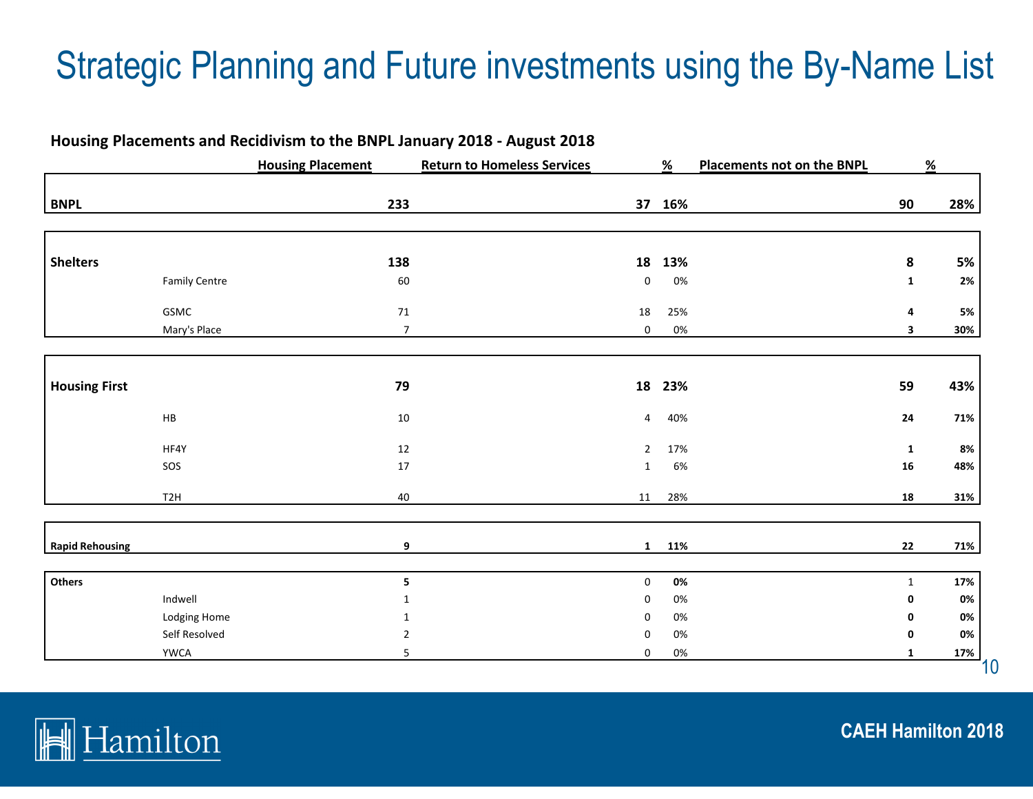# Strategic Planning and Future investments using the By-Name List

**Housing Placements and Recidivism to the BNPL January 2018 - August 2018**

| | | Housing Placement | Return to Homeless Services | % | Placements not on the BNPL | % |
|---|---|---|---|---|---|---|
| **BNPL** | | **233** | **37** | **16%** | **90** | **28%** |
| **Shelters** | | **138** | **18** | **13%** | **8** | **5%** |
| | Family Centre | 60 | 0 | 0% | **1** | **2%** |
| | GSMC | 71 | 18 | 25% | **4** | **5%** |
| | Mary's Place | 7 | 0 | 0% | **3** | **30%** |
| **Housing First** | | **79** | **18** | **23%** | **59** | **43%** |
| | HB | 10 | 4 | 40% | **24** | **71%** |
| | HF4Y | 12 | 2 | 17% | **1** | **8%** |
| | SOS | 17 | 1 | 6% | **16** | **48%** |
| | T2H | 40 | 11 | 28% | **18** | **31%** |
| **Rapid Rehousing** | | **9** | **1** | **11%** | **22** | **71%** |
| **Others** | | **5** | 0 | **0%** | 1 | **17%** |
| | Indwell | 1 | 0 | 0% | **0** | **0%** |
| | Lodging Home | 1 | 0 | 0% | **0** | **0%** |
| | Self Resolved | 2 | 0 | 0% | **0** | **0%** |
| | YWCA | 5 | 0 | 0% | **1** | **17%** |

Hamilton

CAEH Hamilton 2018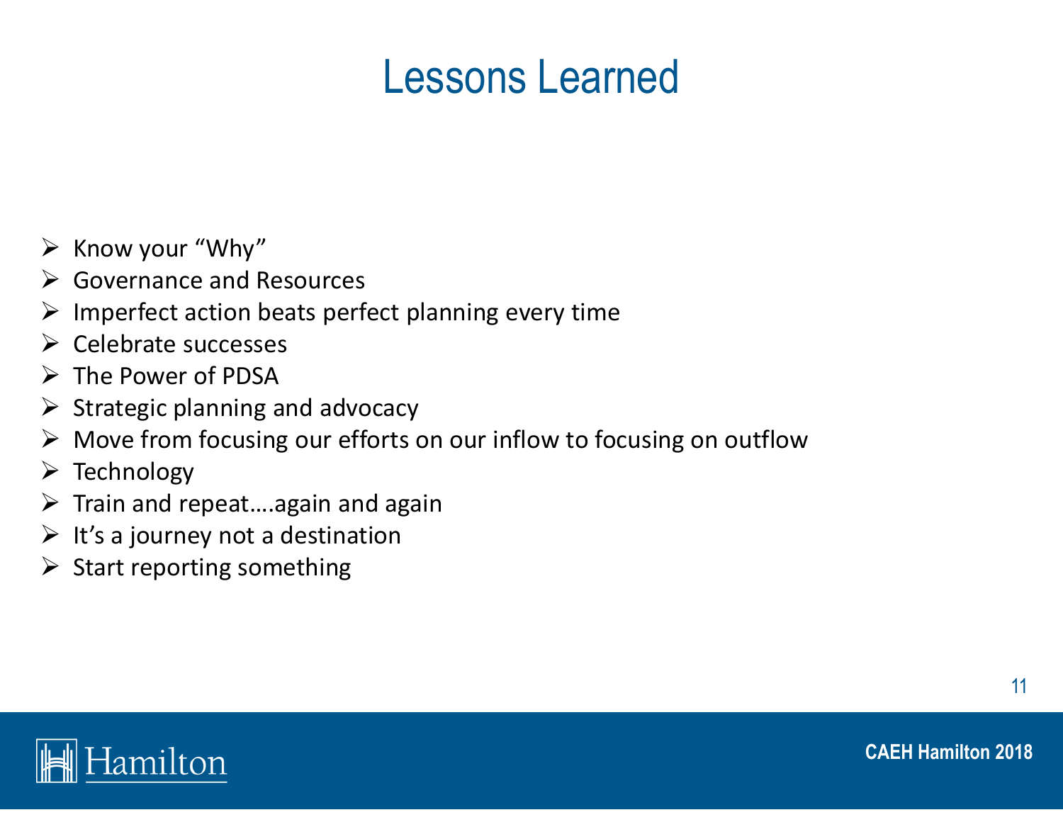# Lessons Learned

- Know your "Why"
- Governance and Resources
- Imperfect action beats perfect planning every time
- Celebrate successes
- The Power of PDSA
- Strategic planning and advocacy
- Move from focusing our efforts on our inflow to focusing on outflow
- Technology
- Train and repeat….again and again
- It's a journey not a destination
- Start reporting something